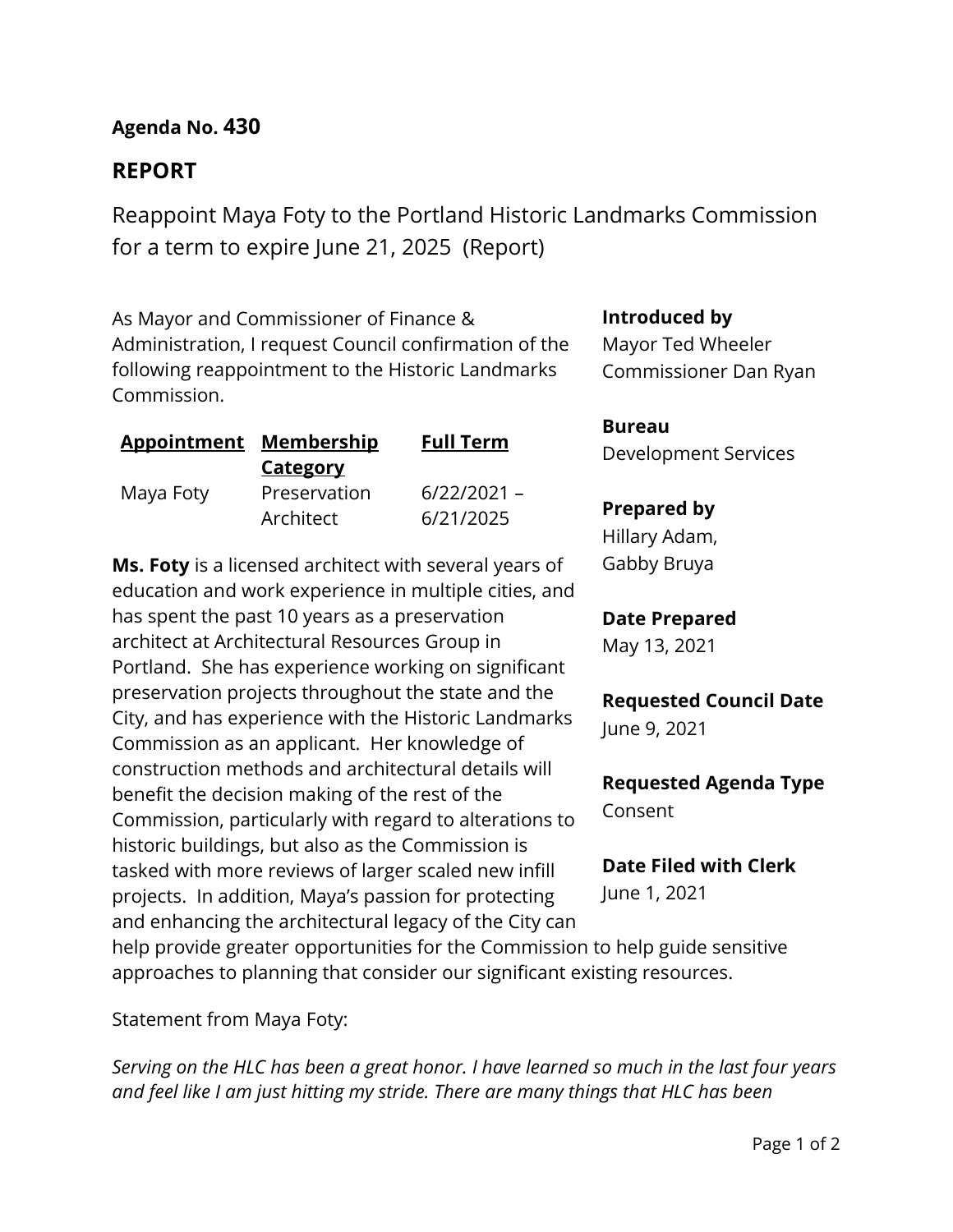**Agenda No. 430**

## REPORT

# Reappoint Maya Foty to the Portland Historic Landmarks Commission for a term to expire June 21, 2025 (Report)

As Mayor and Commissioner of Finance & Administration, I request Council confirmation of the following reappointment to the Historic Landmarks Commission.

| Appointment | Membership Category | Full Term |
| --- | --- | --- |
| Maya Foty | Preservation Architect | 6/22/2021 – 6/21/2025 |

**Ms. Foty** is a licensed architect with several years of education and work experience in multiple cities, and has spent the past 10 years as a preservation architect at Architectural Resources Group in Portland. She has experience working on significant preservation projects throughout the state and the City, and has experience with the Historic Landmarks Commission as an applicant. Her knowledge of construction methods and architectural details will benefit the decision making of the rest of the Commission, particularly with regard to alterations to historic buildings, but also as the Commission is tasked with more reviews of larger scaled new infill projects. In addition, Maya's passion for protecting and enhancing the architectural legacy of the City can help provide greater opportunities for the Commission to help guide sensitive approaches to planning that consider our significant existing resources.

Statement from Maya Foty:

*Serving on the HLC has been a great honor. I have learned so much in the last four years and feel like I am just hitting my stride. There are many things that HLC has been*

**Introduced by**
Mayor Ted Wheeler
Commissioner Dan Ryan

**Bureau**
Development Services

**Prepared by**
Hillary Adam,
Gabby Bruya

**Date Prepared**
May 13, 2021

**Requested Council Date**
June 9, 2021

**Requested Agenda Type**
Consent

**Date Filed with Clerk**
June 1, 2021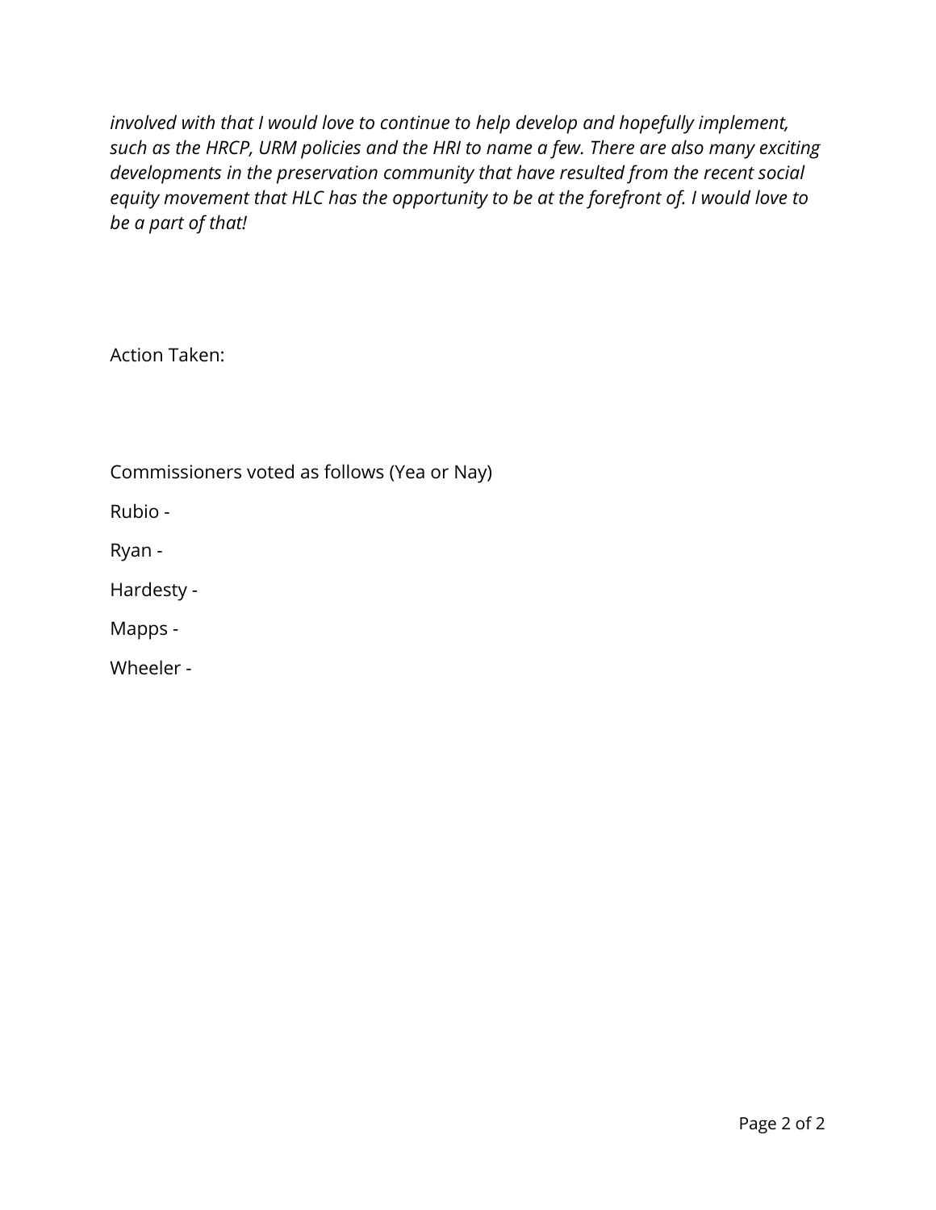*involved with that I would love to continue to help develop and hopefully implement, such as the HRCP, URM policies and the HRI to name a few. There are also many exciting developments in the preservation community that have resulted from the recent social equity movement that HLC has the opportunity to be at the forefront of. I would love to be a part of that!*

Action Taken:

Commissioners voted as follows (Yea or Nay)

Rubio -

Ryan -

Hardesty -

Mapps -

Wheeler -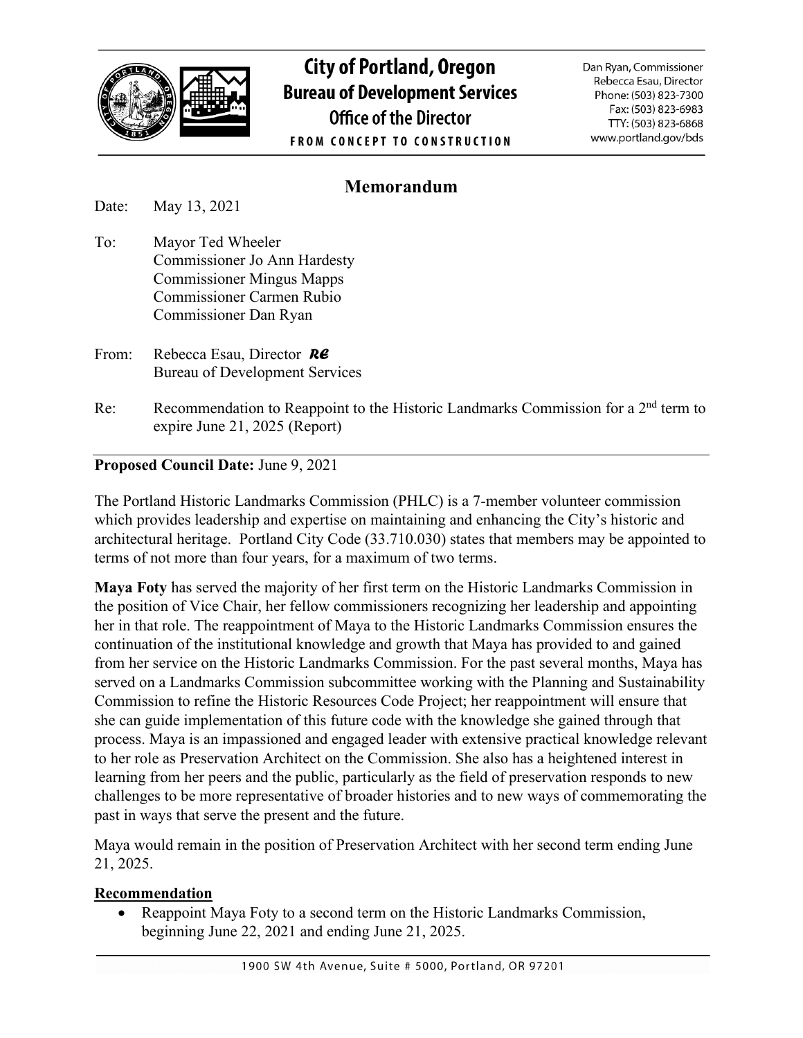**City of Portland, Oregon**
**Bureau of Development Services**
**Office of the Director**
FROM CONCEPT TO CONSTRUCTION

Dan Ryan, Commissioner
Rebecca Esau, Director
Phone: (503) 823-7300
Fax: (503) 823-6983
TTY: (503) 823-6868
www.portland.gov/bds

# Memorandum

Date: May 13, 2021

To: Mayor Ted Wheeler
Commissioner Jo Ann Hardesty
Commissioner Mingus Mapps
Commissioner Carmen Rubio
Commissioner Dan Ryan

From: Rebecca Esau, Director *RE*
Bureau of Development Services

Re: Recommendation to Reappoint to the Historic Landmarks Commission for a 2nd term to expire June 21, 2025 (Report)

---

**Proposed Council Date:** June 9, 2021

The Portland Historic Landmarks Commission (PHLC) is a 7-member volunteer commission which provides leadership and expertise on maintaining and enhancing the City's historic and architectural heritage. Portland City Code (33.710.030) states that members may be appointed to terms of not more than four years, for a maximum of two terms.

**Maya Foty** has served the majority of her first term on the Historic Landmarks Commission in the position of Vice Chair, her fellow commissioners recognizing her leadership and appointing her in that role. The reappointment of Maya to the Historic Landmarks Commission ensures the continuation of the institutional knowledge and growth that Maya has provided to and gained from her service on the Historic Landmarks Commission. For the past several months, Maya has served on a Landmarks Commission subcommittee working with the Planning and Sustainability Commission to refine the Historic Resources Code Project; her reappointment will ensure that she can guide implementation of this future code with the knowledge she gained through that process. Maya is an impassioned and engaged leader with extensive practical knowledge relevant to her role as Preservation Architect on the Commission. She also has a heightened interest in learning from her peers and the public, particularly as the field of preservation responds to new challenges to be more representative of broader histories and to new ways of commemorating the past in ways that serve the present and the future.

Maya would remain in the position of Preservation Architect with her second term ending June 21, 2025.

**Recommendation**

- Reappoint Maya Foty to a second term on the Historic Landmarks Commission, beginning June 22, 2021 and ending June 21, 2025.

1900 SW 4th Avenue, Suite # 5000, Portland, OR 97201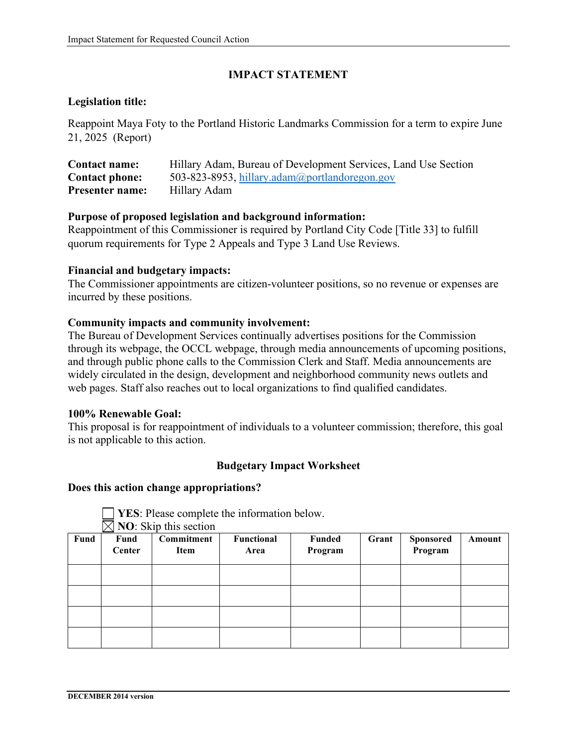# IMPACT STATEMENT

**Legislation title:**

Reappoint Maya Foty to the Portland Historic Landmarks Commission for a term to expire June 21, 2025 (Report)

**Contact name:** Hillary Adam, Bureau of Development Services, Land Use Section
**Contact phone:** 503-823-8953, hillary.adam@portlandoregon.gov
**Presenter name:** Hillary Adam

**Purpose of proposed legislation and background information:**
Reappointment of this Commissioner is required by Portland City Code [Title 33] to fulfill quorum requirements for Type 2 Appeals and Type 3 Land Use Reviews.

**Financial and budgetary impacts:**
The Commissioner appointments are citizen-volunteer positions, so no revenue or expenses are incurred by these positions.

**Community impacts and community involvement:**
The Bureau of Development Services continually advertises positions for the Commission through its webpage, the OCCL webpage, through media announcements of upcoming positions, and through public phone calls to the Commission Clerk and Staff. Media announcements are widely circulated in the design, development and neighborhood community news outlets and web pages. Staff also reaches out to local organizations to find qualified candidates.

**100% Renewable Goal:**
This proposal is for reappointment of individuals to a volunteer commission; therefore, this goal is not applicable to this action.

## Budgetary Impact Worksheet

**Does this action change appropriations?**

☐ **YES**: Please complete the information below.
☒ **NO**: Skip this section

| Fund | Fund Center | Commitment Item | Functional Area | Funded Program | Grant | Sponsored Program | Amount |
|---|---|---|---|---|---|---|---|
| | | | | | | | |
| | | | | | | | |
| | | | | | | | |
| | | | | | | | |